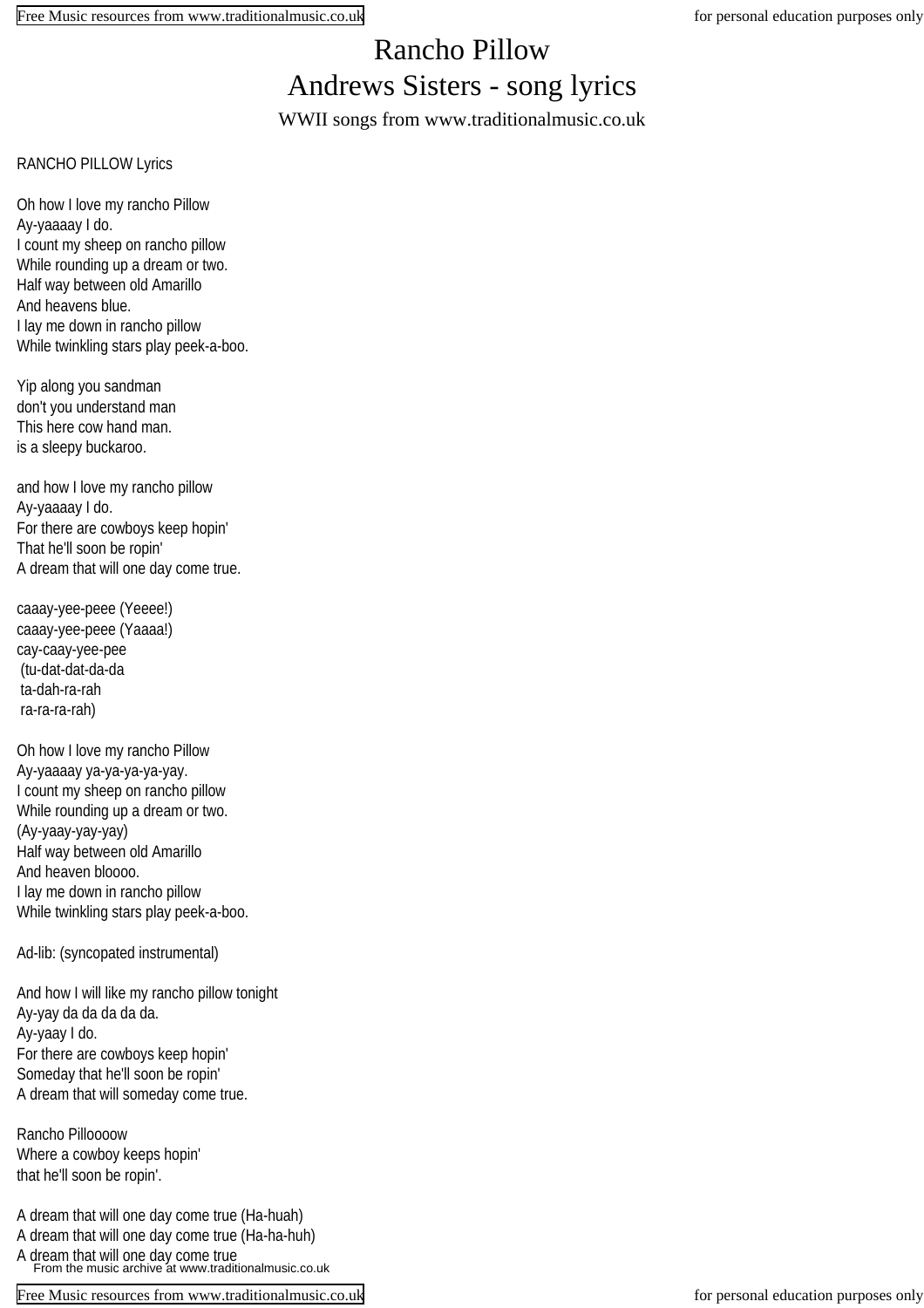# Rancho Pillow

## Andrews Sisters - song lyrics

WWII songs from www.traditionalmusic.co.uk

RANCHO PILLOW Lyrics

Oh how I love my rancho Pillow
Ay-yaaaay I do.
I count my sheep on rancho pillow
While rounding up a dream or two.
Half way between old Amarillo
And heavens blue.
I lay me down in rancho pillow
While twinkling stars play peek-a-boo.

Yip along you sandman
don't you understand man
This here cow hand man.
is a sleepy buckaroo.

and how I love my rancho pillow
Ay-yaaaay I do.
For there are cowboys keep hopin'
That he'll soon be ropin'
A dream that will one day come true.

caaay-yee-peee (Yeeee!)
caaay-yee-peee (Yaaaa!)
cay-caay-yee-pee
(tu-dat-dat-da-da
ta-dah-ra-rah
ra-ra-ra-rah)

Oh how I love my rancho Pillow
Ay-yaaaay ya-ya-ya-ya-yay.
I count my sheep on rancho pillow
While rounding up a dream or two.
(Ay-yaay-yay-yay)
Half way between old Amarillo
And heaven bloooo.
I lay me down in rancho pillow
While twinkling stars play peek-a-boo.

Ad-lib: (syncopated instrumental)

And how I will like my rancho pillow tonight
Ay-yay da da da da da.
Ay-yaay I do.
For there are cowboys keep hopin'
Someday that he'll soon be ropin'
A dream that will someday come true.

Rancho Pilloooow
Where a cowboy keeps hopin'
that he'll soon be ropin'.

A dream that will one day come true (Ha-huah)
A dream that will one day come true (Ha-ha-huh)
A dream that will one day come true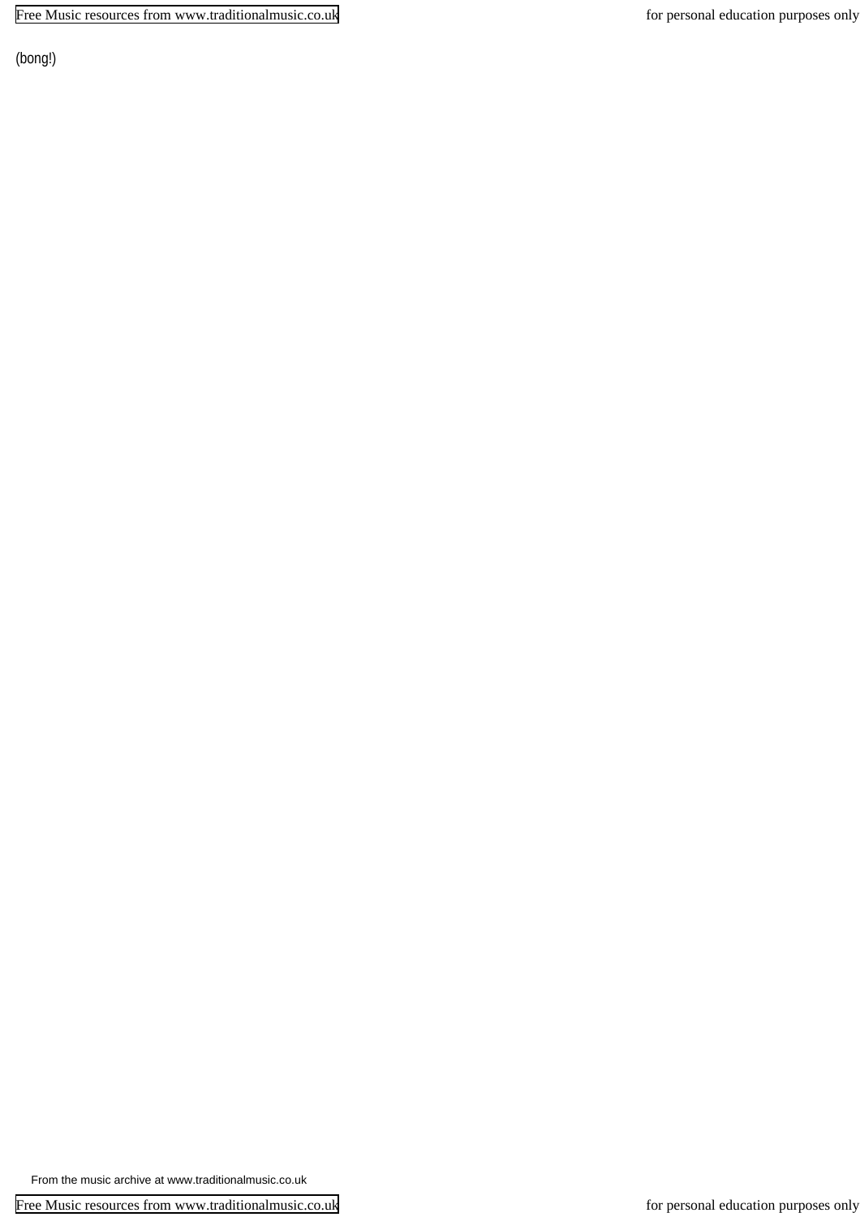(bong!)